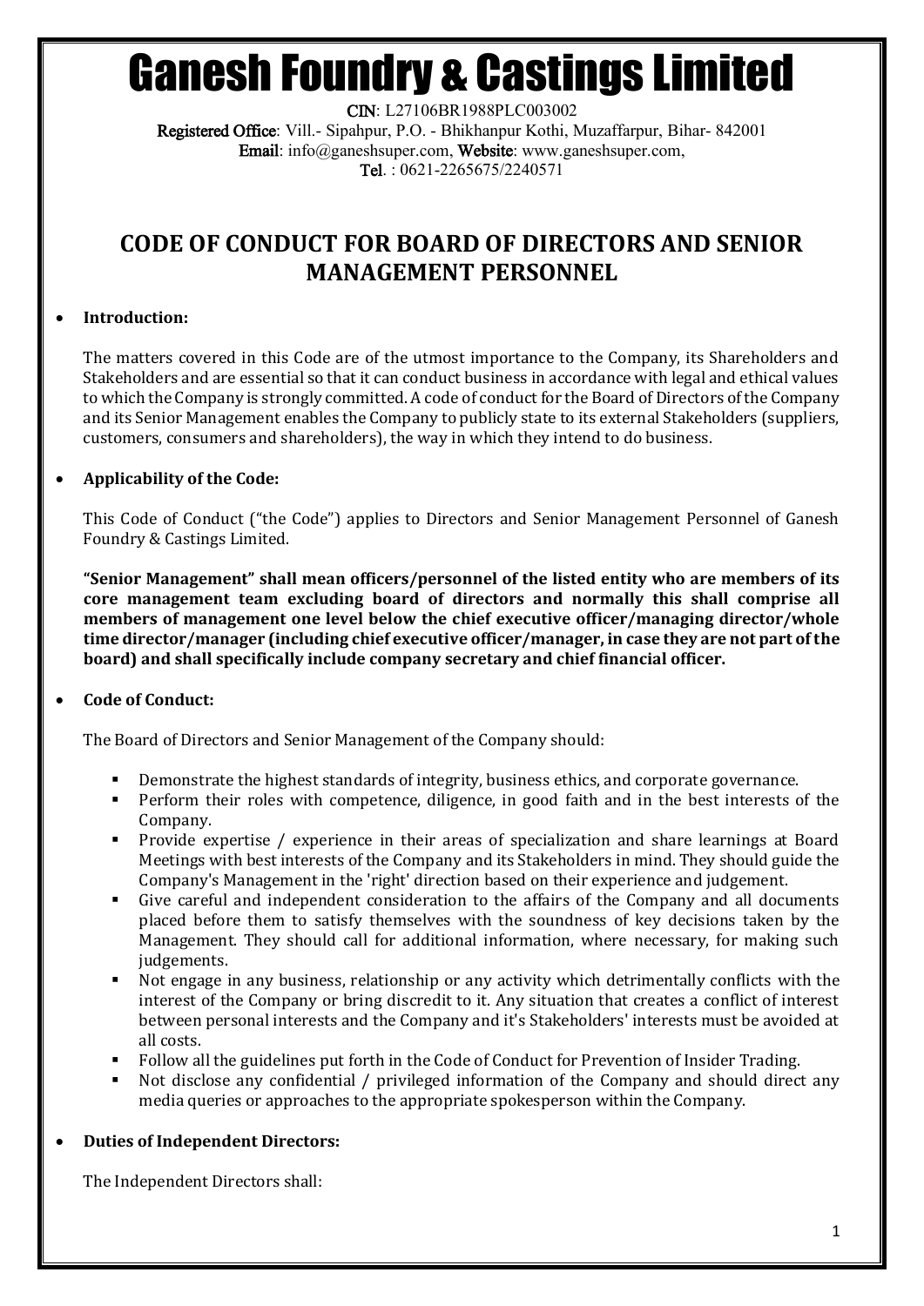# Ganesh Foundry & Castings Limited

**CIN**: L27106BR1988PLC003002
**Registered Office**: Vill.- Sipahpur, P.O. - Bhikhanpur Kothi, Muzaffarpur, Bihar- 842001
**Email**: info@ganeshsuper.com, **Website**: www.ganeshsuper.com,
**Tel**. : 0621-2265675/2240571

## CODE OF CONDUCT FOR BOARD OF DIRECTORS AND SENIOR MANAGEMENT PERSONNEL

- **Introduction:**

  The matters covered in this Code are of the utmost importance to the Company, its Shareholders and Stakeholders and are essential so that it can conduct business in accordance with legal and ethical values to which the Company is strongly committed. A code of conduct for the Board of Directors of the Company and its Senior Management enables the Company to publicly state to its external Stakeholders (suppliers, customers, consumers and shareholders), the way in which they intend to do business.

- **Applicability of the Code:**

  This Code of Conduct ("the Code") applies to Directors and Senior Management Personnel of Ganesh Foundry & Castings Limited.

  **"Senior Management" shall mean officers/personnel of the listed entity who are members of its core management team excluding board of directors and normally this shall comprise all members of management one level below the chief executive officer/managing director/whole time director/manager (including chief executive officer/manager, in case they are not part of the board) and shall specifically include company secretary and chief financial officer.**

- **Code of Conduct:**

  The Board of Directors and Senior Management of the Company should:

  - Demonstrate the highest standards of integrity, business ethics, and corporate governance.
  - Perform their roles with competence, diligence, in good faith and in the best interests of the Company.
  - Provide expertise / experience in their areas of specialization and share learnings at Board Meetings with best interests of the Company and its Stakeholders in mind. They should guide the Company's Management in the 'right' direction based on their experience and judgement.
  - Give careful and independent consideration to the affairs of the Company and all documents placed before them to satisfy themselves with the soundness of key decisions taken by the Management. They should call for additional information, where necessary, for making such judgements.
  - Not engage in any business, relationship or any activity which detrimentally conflicts with the interest of the Company or bring discredit to it. Any situation that creates a conflict of interest between personal interests and the Company and it's Stakeholders' interests must be avoided at all costs.
  - Follow all the guidelines put forth in the Code of Conduct for Prevention of Insider Trading.
  - Not disclose any confidential / privileged information of the Company and should direct any media queries or approaches to the appropriate spokesperson within the Company.

- **Duties of Independent Directors:**

  The Independent Directors shall: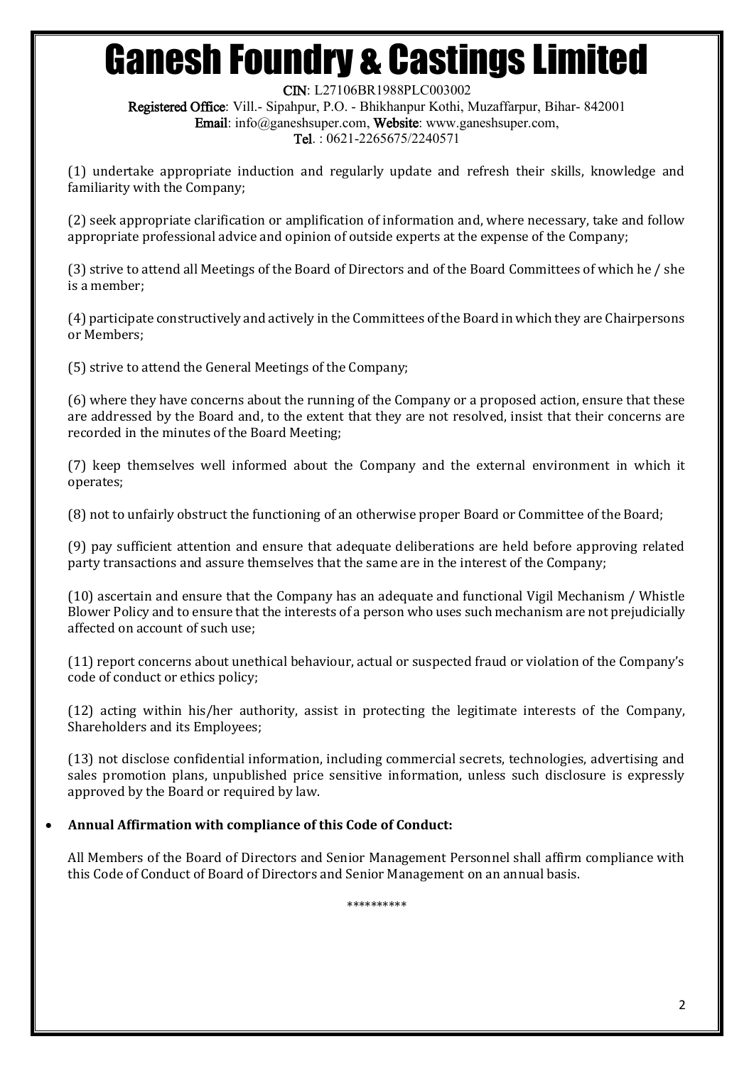(1) undertake appropriate induction and regularly update and refresh their skills, knowledge and familiarity with the Company;

(2) seek appropriate clarification or amplification of information and, where necessary, take and follow appropriate professional advice and opinion of outside experts at the expense of the Company;

(3) strive to attend all Meetings of the Board of Directors and of the Board Committees of which he / she is a member;

(4) participate constructively and actively in the Committees of the Board in which they are Chairpersons or Members;

(5) strive to attend the General Meetings of the Company;

(6) where they have concerns about the running of the Company or a proposed action, ensure that these are addressed by the Board and, to the extent that they are not resolved, insist that their concerns are recorded in the minutes of the Board Meeting;

(7) keep themselves well informed about the Company and the external environment in which it operates;

(8) not to unfairly obstruct the functioning of an otherwise proper Board or Committee of the Board;

(9) pay sufficient attention and ensure that adequate deliberations are held before approving related party transactions and assure themselves that the same are in the interest of the Company;

(10) ascertain and ensure that the Company has an adequate and functional Vigil Mechanism / Whistle Blower Policy and to ensure that the interests of a person who uses such mechanism are not prejudicially affected on account of such use;

(11) report concerns about unethical behaviour, actual or suspected fraud or violation of the Company's code of conduct or ethics policy;

(12) acting within his/her authority, assist in protecting the legitimate interests of the Company, Shareholders and its Employees;

(13) not disclose confidential information, including commercial secrets, technologies, advertising and sales promotion plans, unpublished price sensitive information, unless such disclosure is expressly approved by the Board or required by law.

- **Annual Affirmation with compliance of this Code of Conduct:**

All Members of the Board of Directors and Senior Management Personnel shall affirm compliance with this Code of Conduct of Board of Directors and Senior Management on an annual basis.

**********